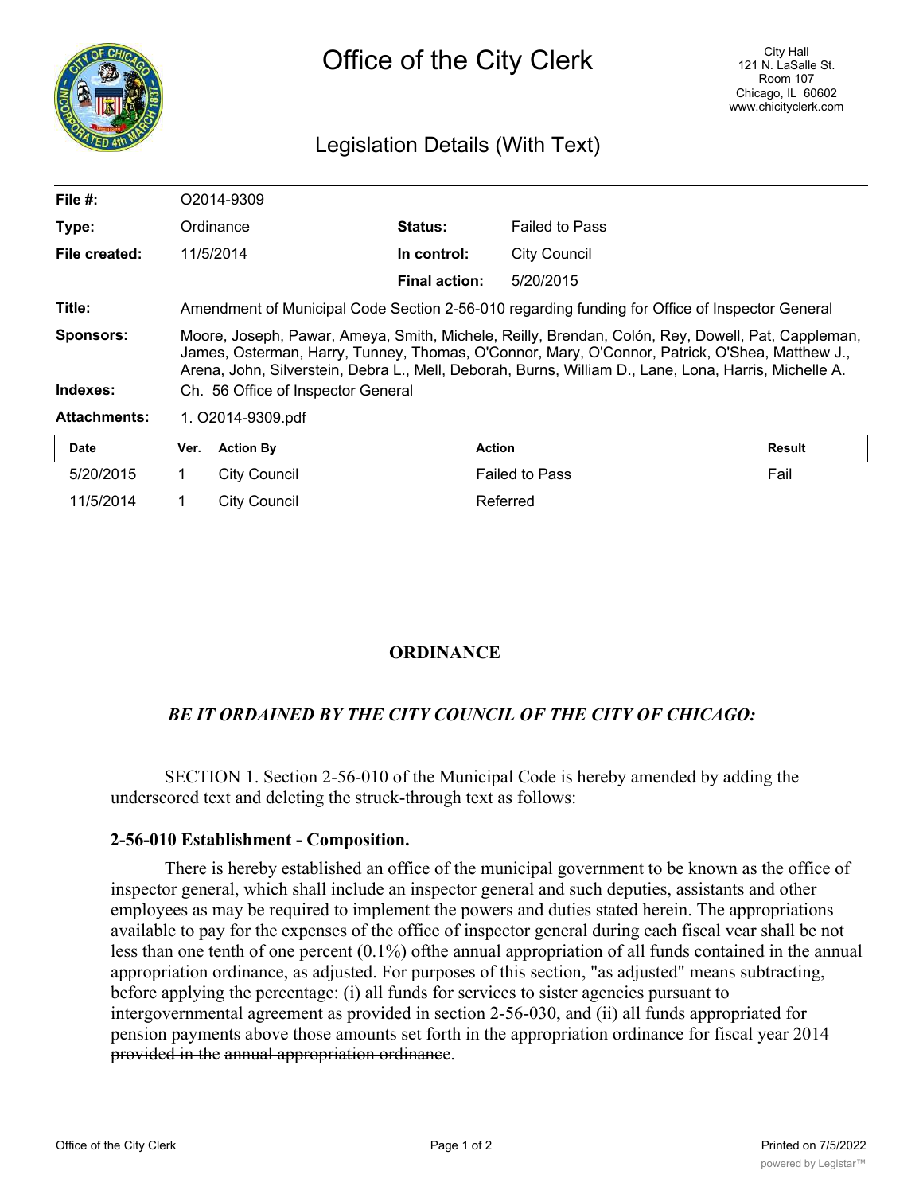# Office of the City Clerk

City Hall
121 N. LaSalle St.
Room 107
Chicago, IL 60602
www.chicityclerk.com

## Legislation Details (With Text)

| | | | |
|---|---|---|---|
| **File #:** | O2014-9309 | | |
| **Type:** | Ordinance | **Status:** | Failed to Pass |
| **File created:** | 11/5/2014 | **In control:** | City Council |
| | | **Final action:** | 5/20/2015 |

**Title:** Amendment of Municipal Code Section 2-56-010 regarding funding for Office of Inspector General

**Sponsors:** Moore, Joseph, Pawar, Ameya, Smith, Michele, Reilly, Brendan, Colón, Rey, Dowell, Pat, Cappleman, James, Osterman, Harry, Tunney, Thomas, O'Connor, Mary, O'Connor, Patrick, O'Shea, Matthew J., Arena, John, Silverstein, Debra L., Mell, Deborah, Burns, William D., Lane, Lona, Harris, Michelle A.

**Indexes:** Ch. 56 Office of Inspector General

**Attachments:** 1. O2014-9309.pdf

| Date | Ver. | Action By | Action | Result |
|---|---|---|---|---|
| 5/20/2015 | 1 | City Council | Failed to Pass | Fail |
| 11/5/2014 | 1 | City Council | Referred | |

## ORDINANCE

***BE IT ORDAINED BY THE CITY COUNCIL OF THE CITY OF CHICAGO:***

SECTION 1. Section 2-56-010 of the Municipal Code is hereby amended by adding the underscored text and deleting the struck-through text as follows:

**2-56-010 Establishment - Composition.**

There is hereby established an office of the municipal government to be known as the office of inspector general, which shall include an inspector general and such deputies, assistants and other employees as may be required to implement the powers and duties stated herein. The appropriations available to pay for the expenses of the office of inspector general during each fiscal vear shall be not less than one tenth of one percent (0.1%) ofthe annual appropriation of all funds contained in the annual appropriation ordinance, as adjusted. For purposes of this section, "as adjusted" means subtracting, before applying the percentage: (i) all funds for services to sister agencies pursuant to intergovernmental agreement as provided in section 2-56-030, and (ii) all funds appropriated for pension payments above those amounts set forth in the appropriation ordinance for fiscal year 2014 ~~provided in the annual appropriation ordinance~~.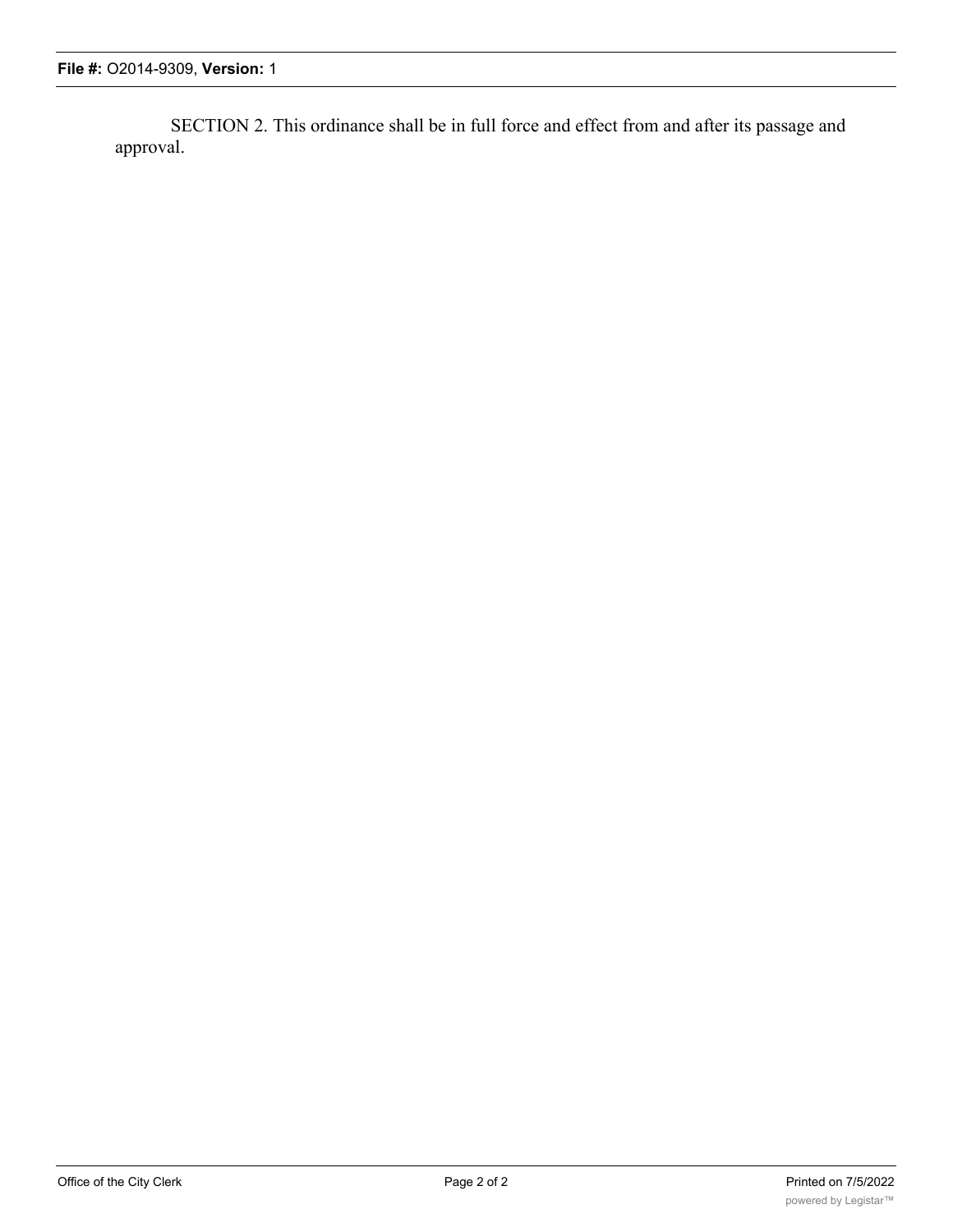SECTION 2. This ordinance shall be in full force and effect from and after its passage and approval.